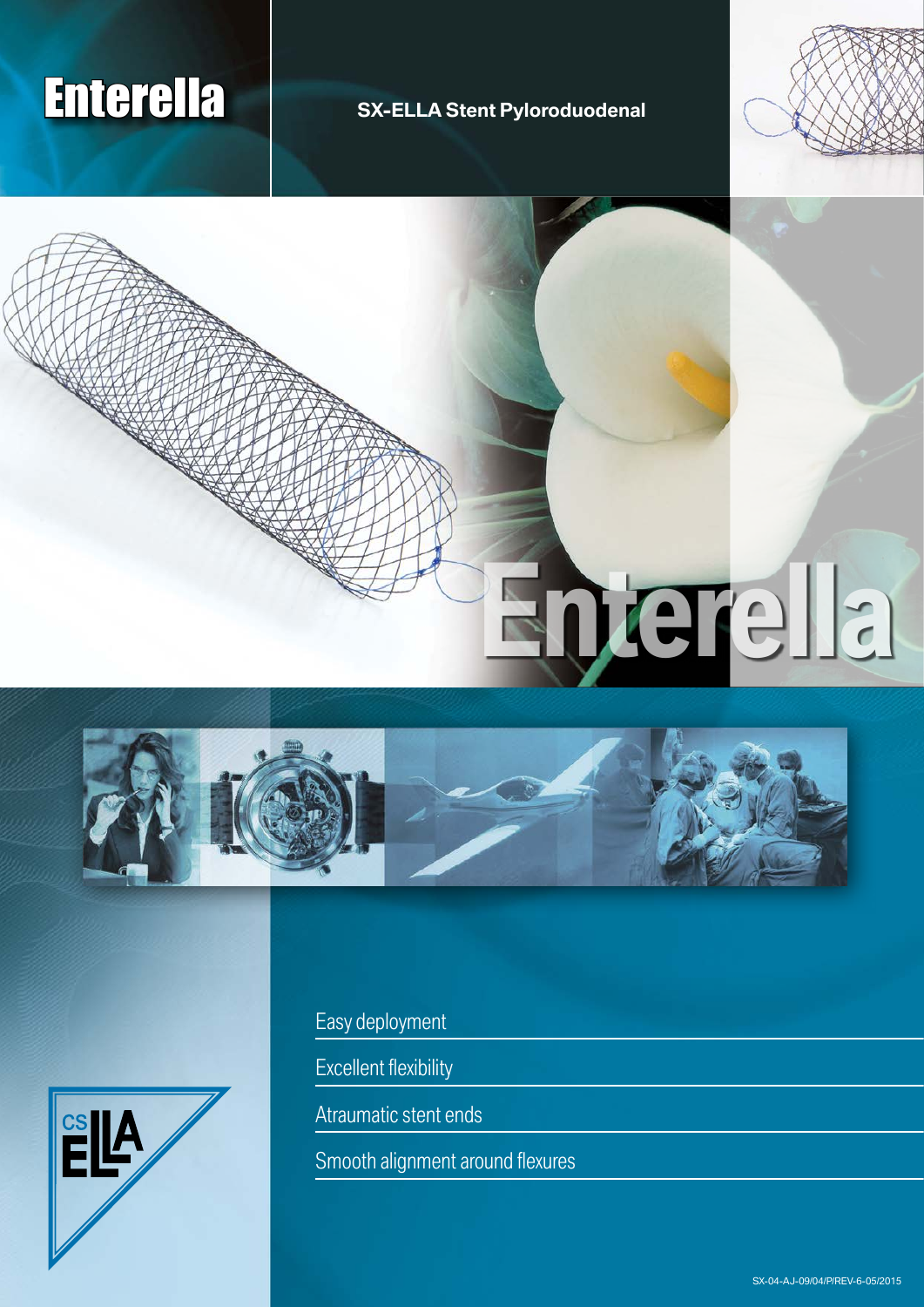# Enterella

**SX-ELLA Stent Pyloroduodenal**

Enterella

- Easy deployment
- Excellent flexibility
- Atraumatic stent ends
- Smooth alignment around flexures

SX-04-AJ-09/04/P/REV-6-05/2015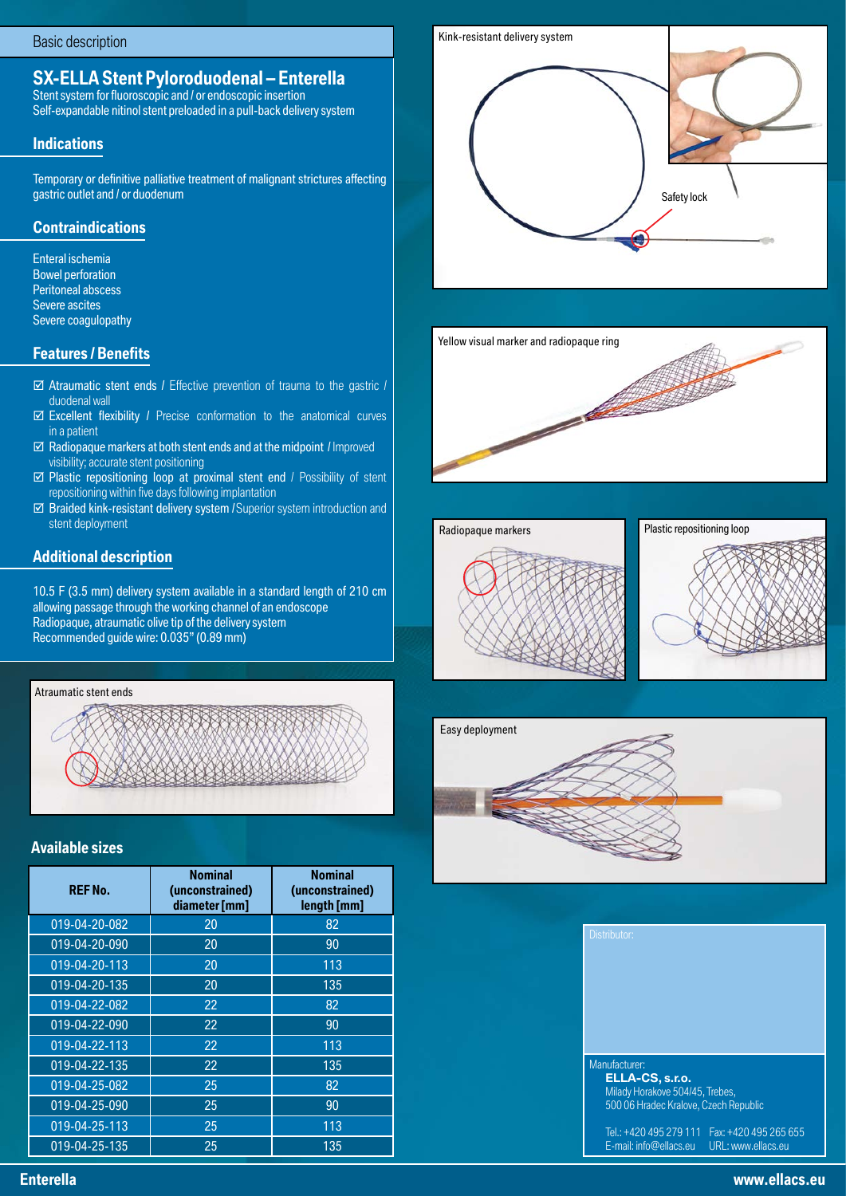Basic description

# SX-ELLA Stent Pyloroduodenal – Enterella

Stent system for fluoroscopic and / or endoscopic insertion
Self-expandable nitinol stent preloaded in a pull-back delivery system

## Indications

Temporary or definitive palliative treatment of malignant strictures affecting gastric outlet and / or duodenum

## Contraindications

Enteral ischemia
Bowel perforation
Peritoneal abscess
Severe ascites
Severe coagulopathy

## Features / Benefits

- ☑ Atraumatic stent ends / Effective prevention of trauma to the gastric / duodenal wall
- ☑ Excellent flexibility / Precise conformation to the anatomical curves in a patient
- ☑ Radiopaque markers at both stent ends and at the midpoint / Improved visibility; accurate stent positioning
- ☑ Plastic repositioning loop at proximal stent end / Possibility of stent repositioning within five days following implantation
- ☑ Braided kink-resistant delivery system / Superior system introduction and stent deployment

## Additional description

10.5 F (3.5 mm) delivery system available in a standard length of 210 cm allowing passage through the working channel of an endoscope
Radiopaque, atraumatic olive tip of the delivery system
Recommended guide wire: 0.035" (0.89 mm)

Atraumatic stent ends

Kink-resistant delivery system

Safety lock

Yellow visual marker and radiopaque ring

Radiopaque markers

Plastic repositioning loop

Easy deployment

## Available sizes

| REF No. | Nominal (unconstrained) diameter [mm] | Nominal (unconstrained) length [mm] |
|---|---|---|
| 019-04-20-082 | 20 | 82 |
| 019-04-20-090 | 20 | 90 |
| 019-04-20-113 | 20 | 113 |
| 019-04-20-135 | 20 | 135 |
| 019-04-22-082 | 22 | 82 |
| 019-04-22-090 | 22 | 90 |
| 019-04-22-113 | 22 | 113 |
| 019-04-22-135 | 22 | 135 |
| 019-04-25-082 | 25 | 82 |
| 019-04-25-090 | 25 | 90 |
| 019-04-25-113 | 25 | 113 |
| 019-04-25-135 | 25 | 135 |

Distributor:

Manufacturer:
**ELLA-CS, s.r.o.**
Milady Horakove 504/45, Trebes,
500 06 Hradec Kralove, Czech Republic

Tel.: +420 495 279 111 Fax: +420 495 265 655
E-mail: info@ellacs.eu URL: www.ellacs.eu